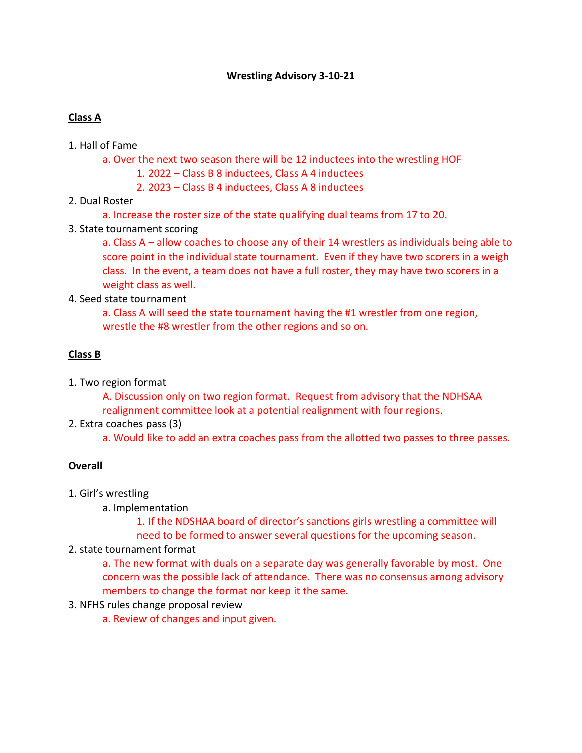# Wrestling Advisory 3-10-21

## Class A

1. Hall of Fame
    - a. Over the next two season there will be 12 inductees into the wrestling HOF
        1. 2022 – Class B 8 inductees, Class A 4 inductees
        2. 2023 – Class B 4 inductees, Class A 8 inductees
2. Dual Roster
    - a. Increase the roster size of the state qualifying dual teams from 17 to 20.
3. State tournament scoring
    - a. Class A – allow coaches to choose any of their 14 wrestlers as individuals being able to score point in the individual state tournament. Even if they have two scorers in a weigh class. In the event, a team does not have a full roster, they may have two scorers in a weight class as well.
4. Seed state tournament
    - a. Class A will seed the state tournament having the #1 wrestler from one region, wrestle the #8 wrestler from the other regions and so on.

## Class B

1. Two region format
    - A. Discussion only on two region format. Request from advisory that the NDHSAA realignment committee look at a potential realignment with four regions.
2. Extra coaches pass (3)
    - a. Would like to add an extra coaches pass from the allotted two passes to three passes.

## Overall

1. Girl's wrestling
    - a. Implementation
        1. If the NDSHAA board of director's sanctions girls wrestling a committee will need to be formed to answer several questions for the upcoming season.
2. state tournament format
    - a. The new format with duals on a separate day was generally favorable by most. One concern was the possible lack of attendance. There was no consensus among advisory members to change the format nor keep it the same.
3. NFHS rules change proposal review
    - a. Review of changes and input given.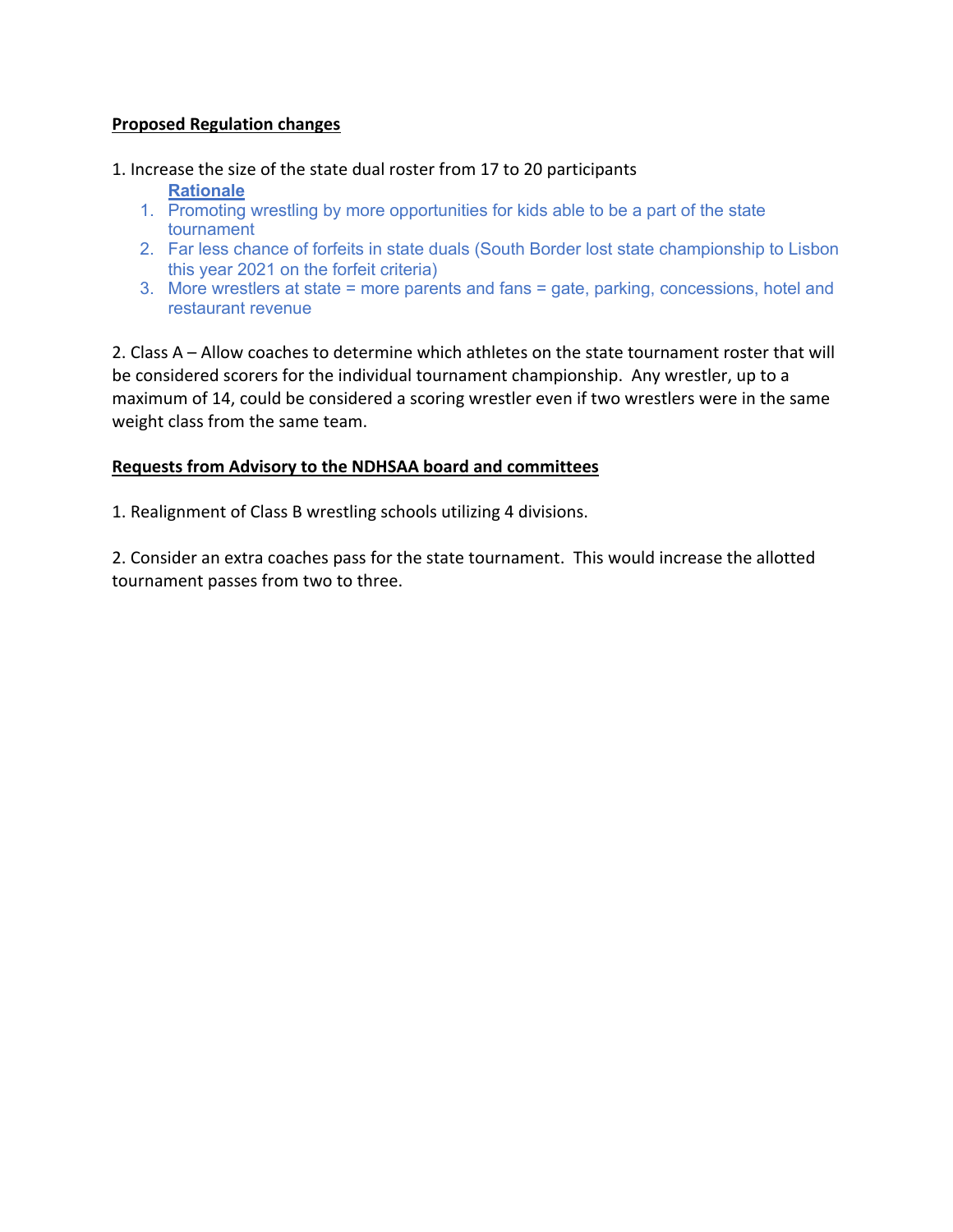**Proposed Regulation changes**

1. Increase the size of the state dual roster from 17 to 20 participants

   **Rationale**

   1. Promoting wrestling by more opportunities for kids able to be a part of the state tournament
   2. Far less chance of forfeits in state duals (South Border lost state championship to Lisbon this year 2021 on the forfeit criteria)
   3. More wrestlers at state = more parents and fans = gate, parking, concessions, hotel and restaurant revenue

2. Class A – Allow coaches to determine which athletes on the state tournament roster that will be considered scorers for the individual tournament championship. Any wrestler, up to a maximum of 14, could be considered a scoring wrestler even if two wrestlers were in the same weight class from the same team.

**Requests from Advisory to the NDHSAA board and committees**

1. Realignment of Class B wrestling schools utilizing 4 divisions.

2. Consider an extra coaches pass for the state tournament. This would increase the allotted tournament passes from two to three.